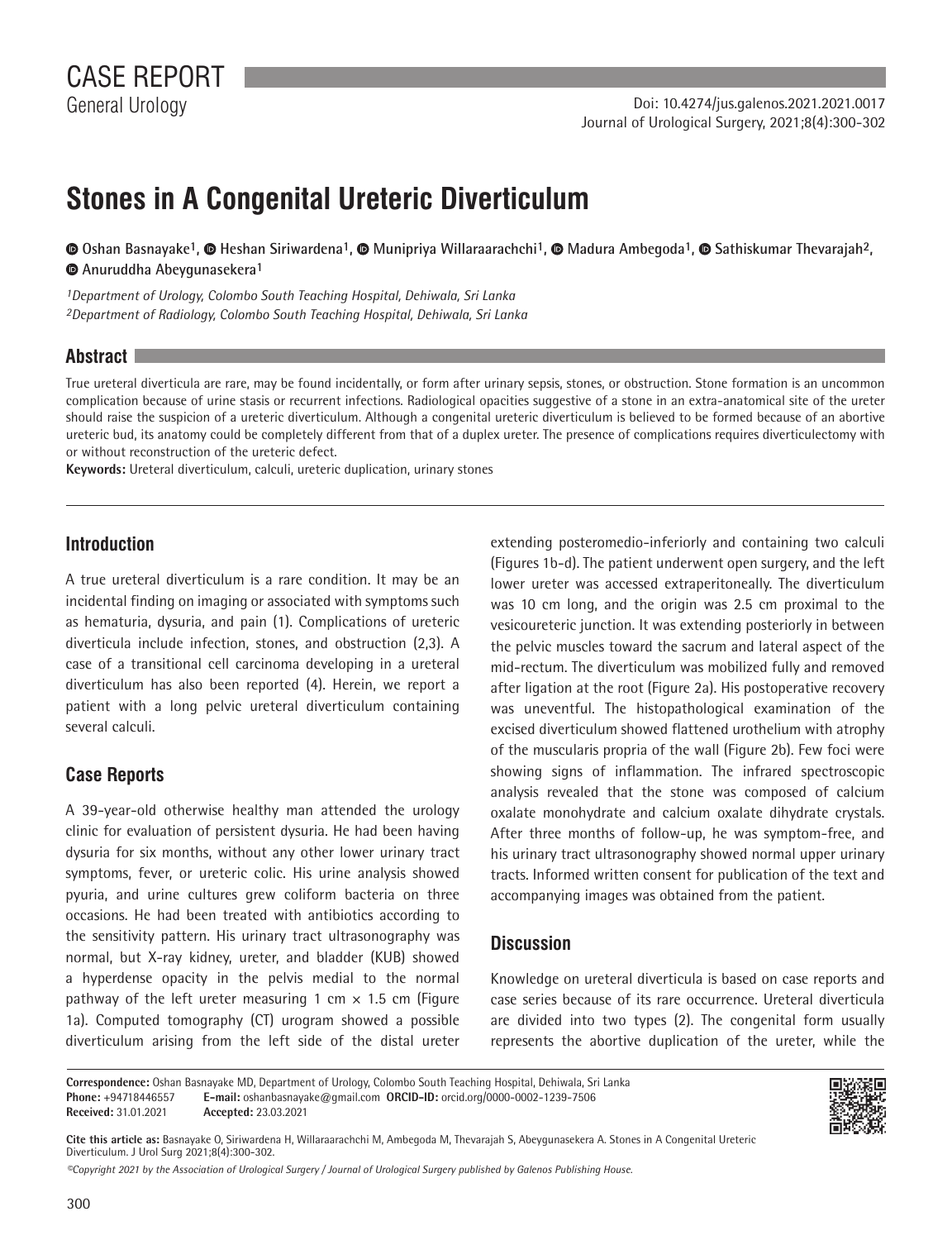CASE REPORT

General Urology

Doi: 10.4274/jus.galenos.2021.2021.0017

# Stones in A Congenital Ureteric Diverticulum

Oshan Basnayake[1], Heshan Siriwardena[1], Munipriya Willaraarachchi[1], Madura Ambegoda[1], Sathiskumar Thevarajah[2], Anuruddha Abeygunasekera[1]

[1]*Department of Urology, Colombo South Teaching Hospital, Dehiwala, Sri Lanka*
[2]*Department of Radiology, Colombo South Teaching Hospital, Dehiwala, Sri Lanka*

## Abstract

True ureteral diverticula are rare, may be found incidentally, or form after urinary sepsis, stones, or obstruction. Stone formation is an uncommon complication because of urine stasis or recurrent infections. Radiological opacities suggestive of a stone in an extra-anatomical site of the ureter should raise the suspicion of a ureteric diverticulum. Although a congenital ureteric diverticulum is believed to be formed because of an abortive ureteric bud, its anatomy could be completely different from that of a duplex ureter. The presence of complications requires diverticulectomy with or without reconstruction of the ureteric defect.

**Keywords:** Ureteral diverticulum, calculi, ureteric duplication, urinary stones

## Introduction

A true ureteral diverticulum is a rare condition. It may be an incidental finding on imaging or associated with symptoms such as hematuria, dysuria, and pain (1). Complications of ureteric diverticula include infection, stones, and obstruction (2,3). A case of a transitional cell carcinoma developing in a ureteral diverticulum has also been reported (4). Herein, we report a patient with a long pelvic ureteral diverticulum containing several calculi.

## Case Reports

A 39-year-old otherwise healthy man attended the urology clinic for evaluation of persistent dysuria. He had been having dysuria for six months, without any other lower urinary tract symptoms, fever, or ureteric colic. His urine analysis showed pyuria, and urine cultures grew coliform bacteria on three occasions. He had been treated with antibiotics according to the sensitivity pattern. His urinary tract ultrasonography was normal, but X-ray kidney, ureter, and bladder (KUB) showed a hyperdense opacity in the pelvis medial to the normal pathway of the left ureter measuring 1 cm × 1.5 cm (Figure 1a). Computed tomography (CT) urogram showed a possible diverticulum arising from the left side of the distal ureter extending posteromedio-inferiorly and containing two calculi (Figures 1b-d). The patient underwent open surgery, and the left lower ureter was accessed extraperitoneally. The diverticulum was 10 cm long, and the origin was 2.5 cm proximal to the vesicoureteric junction. It was extending posteriorly in between the pelvic muscles toward the sacrum and lateral aspect of the mid-rectum. The diverticulum was mobilized fully and removed after ligation at the root (Figure 2a). His postoperative recovery was uneventful. The histopathological examination of the excised diverticulum showed flattened urothelium with atrophy of the muscularis propria of the wall (Figure 2b). Few foci were showing signs of inflammation. The infrared spectroscopic analysis revealed that the stone was composed of calcium oxalate monohydrate and calcium oxalate dihydrate crystals. After three months of follow-up, he was symptom-free, and his urinary tract ultrasonography showed normal upper urinary tracts. Informed written consent for publication of the text and accompanying images was obtained from the patient.

## Discussion

Knowledge on ureteral diverticula is based on case reports and case series because of its rare occurrence. Ureteral diverticula are divided into two types (2). The congenital form usually represents the abortive duplication of the ureter, while the

**Correspondence:** Oshan Basnayake MD, Department of Urology, Colombo South Teaching Hospital, Dehiwala, Sri Lanka
**Phone:** +94718446557 **E-mail:** oshanbasnayake@gmail.com **ORCID-ID:** orcid.org/0000-0002-1239-7506
**Received:** 31.01.2021 **Accepted:** 23.03.2021

**Cite this article as:** Basnayake O, Siriwardena H, Willaraarachchi M, Ambegoda M, Thevarajah S, Abeygunasekera A. Stones in A Congenital Ureteric Diverticulum. J Urol Surg 2021;8(4):300-302.

*©Copyright 2021 by the Association of Urological Surgery / Journal of Urological Surgery published by Galenos Publishing House.*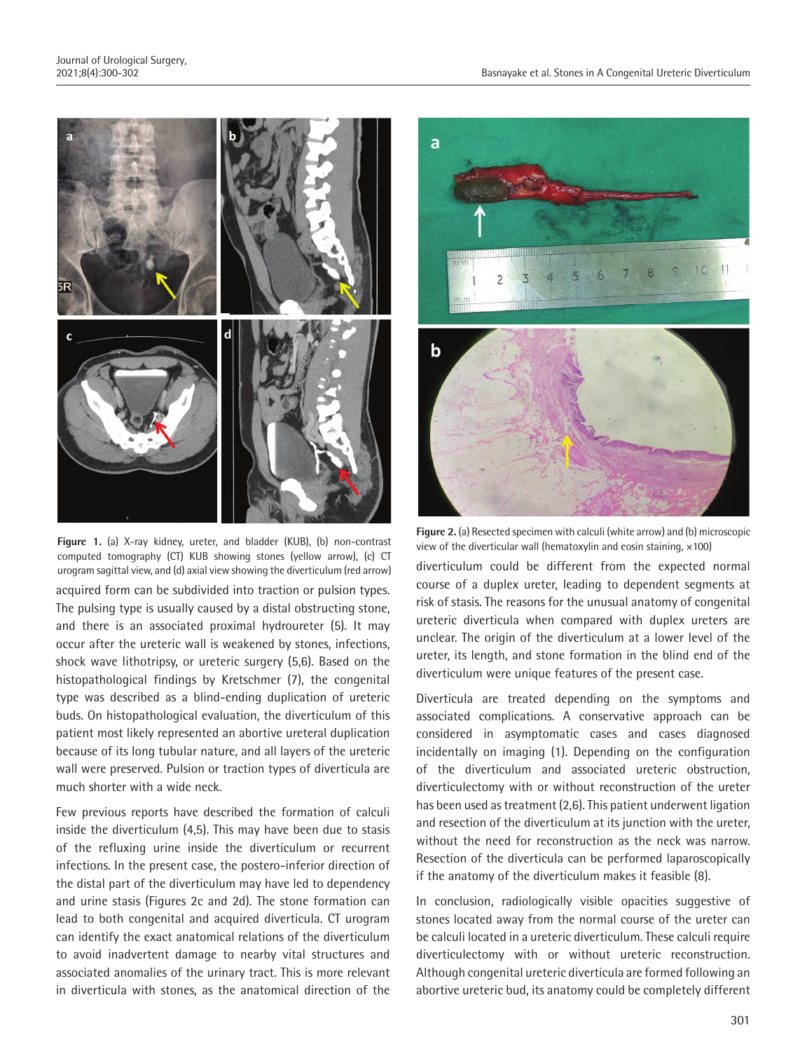Figure 1. (a) X-ray kidney, ureter, and bladder (KUB), (b) non-contrast computed tomography (CT) KUB showing stones (yellow arrow), (c) CT urogram sagittal view, and (d) axial view showing the diverticulum (red arrow)

acquired form can be subdivided into traction or pulsion types. The pulsing type is usually caused by a distal obstructing stone, and there is an associated proximal hydroureter (5). It may occur after the ureteric wall is weakened by stones, infections, shock wave lithotripsy, or ureteric surgery (5,6). Based on the histopathological findings by Kretschmer (7), the congenital type was described as a blind-ending duplication of ureteric buds. On histopathological evaluation, the diverticulum of this patient most likely represented an abortive ureteral duplication because of its long tubular nature, and all layers of the ureteric wall were preserved. Pulsion or traction types of diverticula are much shorter with a wide neck.

Few previous reports have described the formation of calculi inside the diverticulum (4,5). This may have been due to stasis of the refluxing urine inside the diverticulum or recurrent infections. In the present case, the postero-inferior direction of the distal part of the diverticulum may have led to dependency and urine stasis (Figures 2c and 2d). The stone formation can lead to both congenital and acquired diverticula. CT urogram can identify the exact anatomical relations of the diverticulum to avoid inadvertent damage to nearby vital structures and associated anomalies of the urinary tract. This is more relevant in diverticula with stones, as the anatomical direction of the diverticulum could be different from the expected normal course of a duplex ureter, leading to dependent segments at risk of stasis. The reasons for the unusual anatomy of congenital ureteric diverticula when compared with duplex ureters are unclear. The origin of the diverticulum at a lower level of the ureter, its length, and stone formation in the blind end of the diverticulum were unique features of the present case.

Figure 2. (a) Resected specimen with calculi (white arrow) and (b) microscopic view of the diverticular wall (hematoxylin and eosin staining, ×100)

Diverticula are treated depending on the symptoms and associated complications. A conservative approach can be considered in asymptomatic cases and cases diagnosed incidentally on imaging (1). Depending on the configuration of the diverticulum and associated ureteric obstruction, diverticulectomy with or without reconstruction of the ureter has been used as treatment (2,6). This patient underwent ligation and resection of the diverticulum at its junction with the ureter, without the need for reconstruction as the neck was narrow. Resection of the diverticula can be performed laparoscopically if the anatomy of the diverticulum makes it feasible (8).

In conclusion, radiologically visible opacities suggestive of stones located away from the normal course of the ureter can be calculi located in a ureteric diverticulum. These calculi require diverticulectomy with or without ureteric reconstruction. Although congenital ureteric diverticula are formed following an abortive ureteric bud, its anatomy could be completely different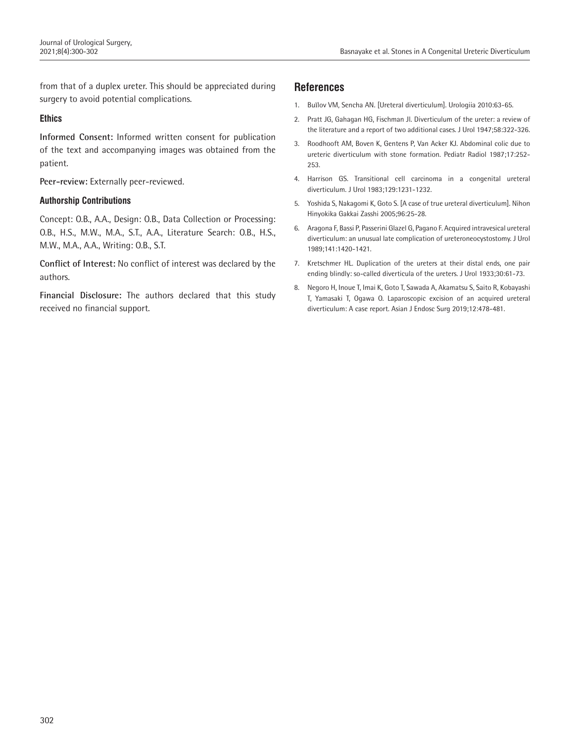from that of a duplex ureter. This should be appreciated during surgery to avoid potential complications.

### Ethics

**Informed Consent:** Informed written consent for publication of the text and accompanying images was obtained from the patient.

**Peer-review:** Externally peer-reviewed.

### Authorship Contributions

Concept: O.B., A.A., Design: O.B., Data Collection or Processing: O.B., H.S., M.W., M.A., S.T., A.A., Literature Search: O.B., H.S., M.W., M.A., A.A., Writing: O.B., S.T.

**Conflict of Interest:** No conflict of interest was declared by the authors.

**Financial Disclosure:** The authors declared that this study received no financial support.

## References

1. Buĭlov VM, Sencha AN. [Ureteral diverticulum]. Urologiia 2010:63-65.
2. Pratt JG, Gahagan HG, Fischman JI. Diverticulum of the ureter: a review of the literature and a report of two additional cases. J Urol 1947;58:322-326.
3. Roodhooft AM, Boven K, Gentens P, Van Acker KJ. Abdominal colic due to ureteric diverticulum with stone formation. Pediatr Radiol 1987;17:252-253.
4. Harrison GS. Transitional cell carcinoma in a congenital ureteral diverticulum. J Urol 1983;129:1231-1232.
5. Yoshida S, Nakagomi K, Goto S. [A case of true ureteral diverticulum]. Nihon Hinyokika Gakkai Zasshi 2005;96:25-28.
6. Aragona F, Bassi P, Passerini Glazel G, Pagano F. Acquired intravesical ureteral diverticulum: an unusual late complication of ureteroneocystostomy. J Urol 1989;141:1420-1421.
7. Kretschmer HL. Duplication of the ureters at their distal ends, one pair ending blindly: so-called diverticula of the ureters. J Urol 1933;30:61-73.
8. Negoro H, Inoue T, Imai K, Goto T, Sawada A, Akamatsu S, Saito R, Kobayashi T, Yamasaki T, Ogawa O. Laparoscopic excision of an acquired ureteral diverticulum: A case report. Asian J Endosc Surg 2019;12:478-481.